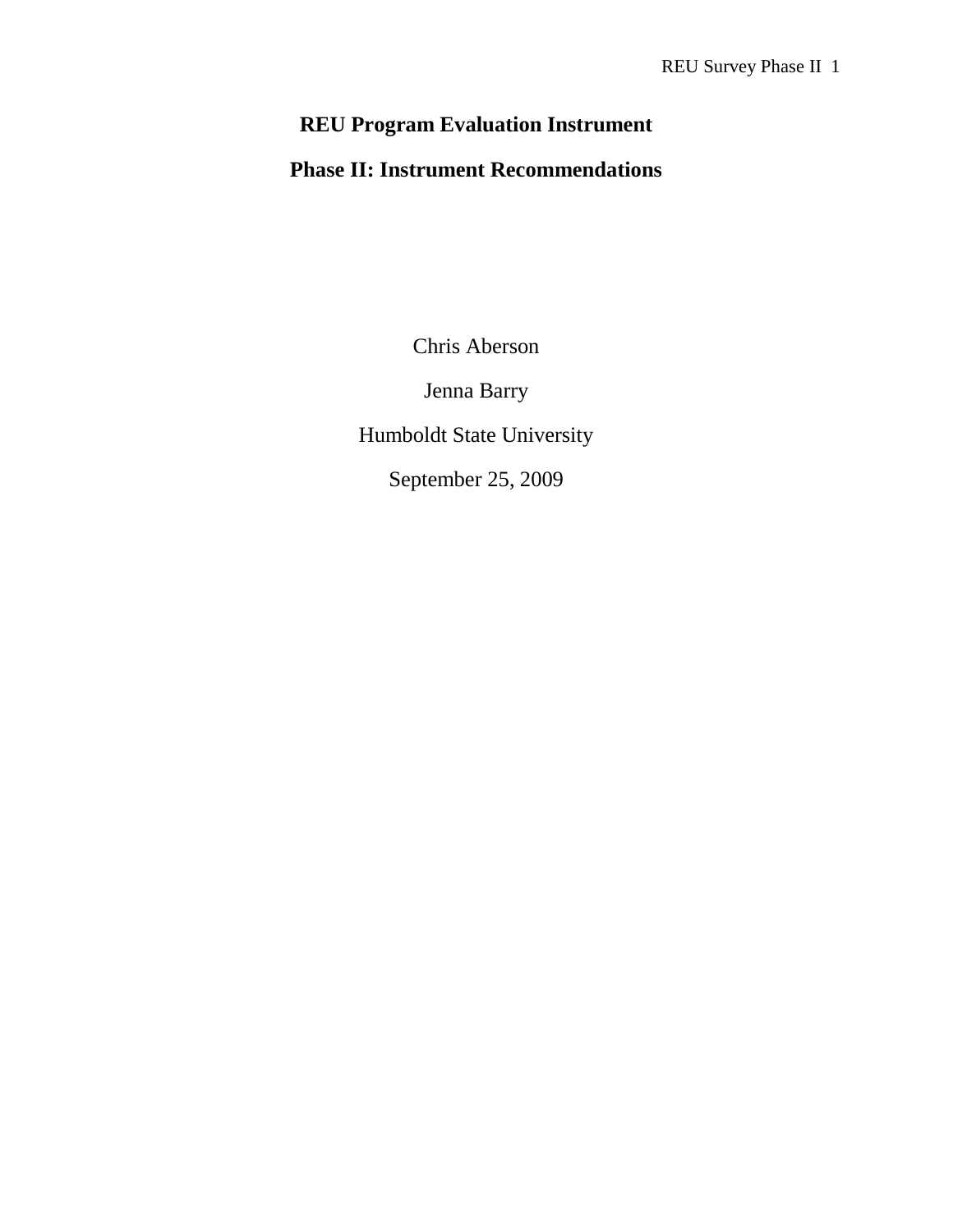# REU Program Evaluation Instrument

## Phase II: Instrument Recommendations

Chris Aberson

Jenna Barry

Humboldt State University

September 25, 2009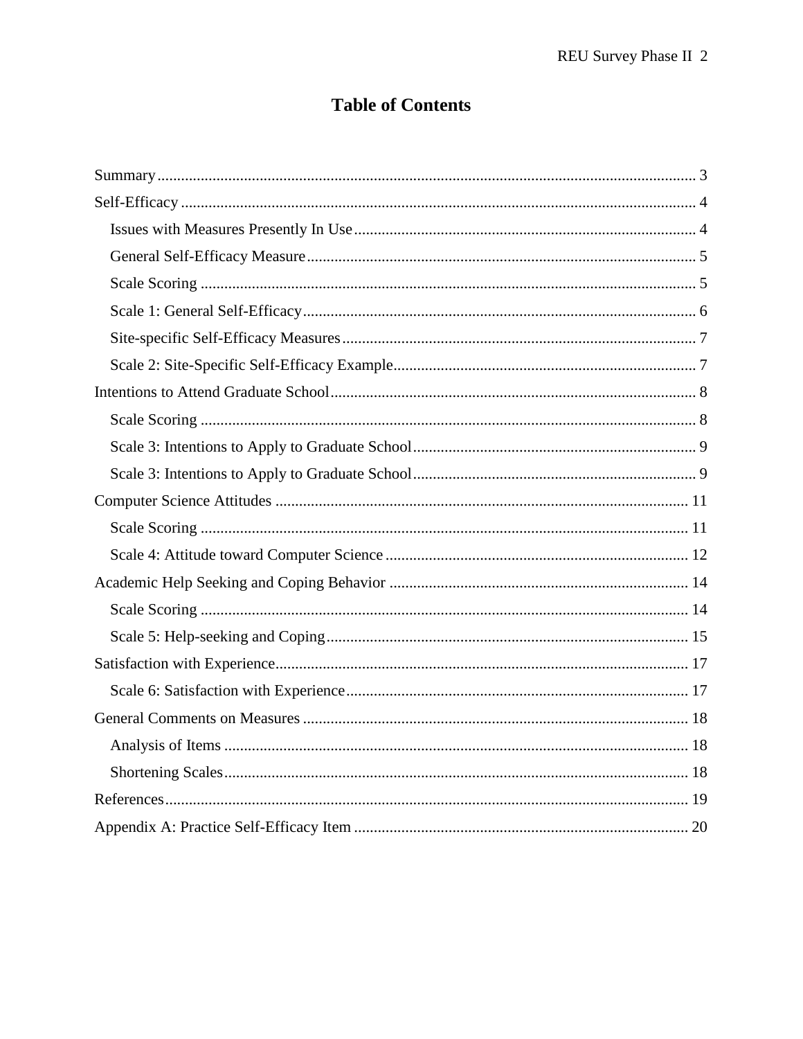# Table of Contents

Summary ........................................................................................................................ 3

Self-Efficacy .................................................................................................................. 4

- Issues with Measures Presently In Use ...................................................................................... 4
- General Self-Efficacy Measure .................................................................................................. 5
- Scale Scoring ............................................................................................................................. 5
- Scale 1: General Self-Efficacy ................................................................................................... 6
- Site-specific Self-Efficacy Measures ......................................................................................... 7
- Scale 2: Site-Specific Self-Efficacy Example ............................................................................ 7

Intentions to Attend Graduate School ............................................................................. 8

- Scale Scoring ............................................................................................................................. 8
- Scale 3: Intentions to Apply to Graduate School ....................................................................... 9
- Scale 3: Intentions to Apply to Graduate School ....................................................................... 9

Computer Science Attitudes ......................................................................................... 11

- Scale Scoring ........................................................................................................................... 11
- Scale 4: Attitude toward Computer Science ............................................................................ 12

Academic Help Seeking and Coping Behavior ............................................................ 14

- Scale Scoring ........................................................................................................................... 14
- Scale 5: Help-seeking and Coping ........................................................................................... 15

Satisfaction with Experience ......................................................................................... 17

- Scale 6: Satisfaction with Experience ...................................................................................... 17

General Comments on Measures .................................................................................. 18

- Analysis of Items ..................................................................................................................... 18
- Shortening Scales ..................................................................................................................... 18

References ..................................................................................................................... 19

Appendix A: Practice Self-Efficacy Item ..................................................................... 20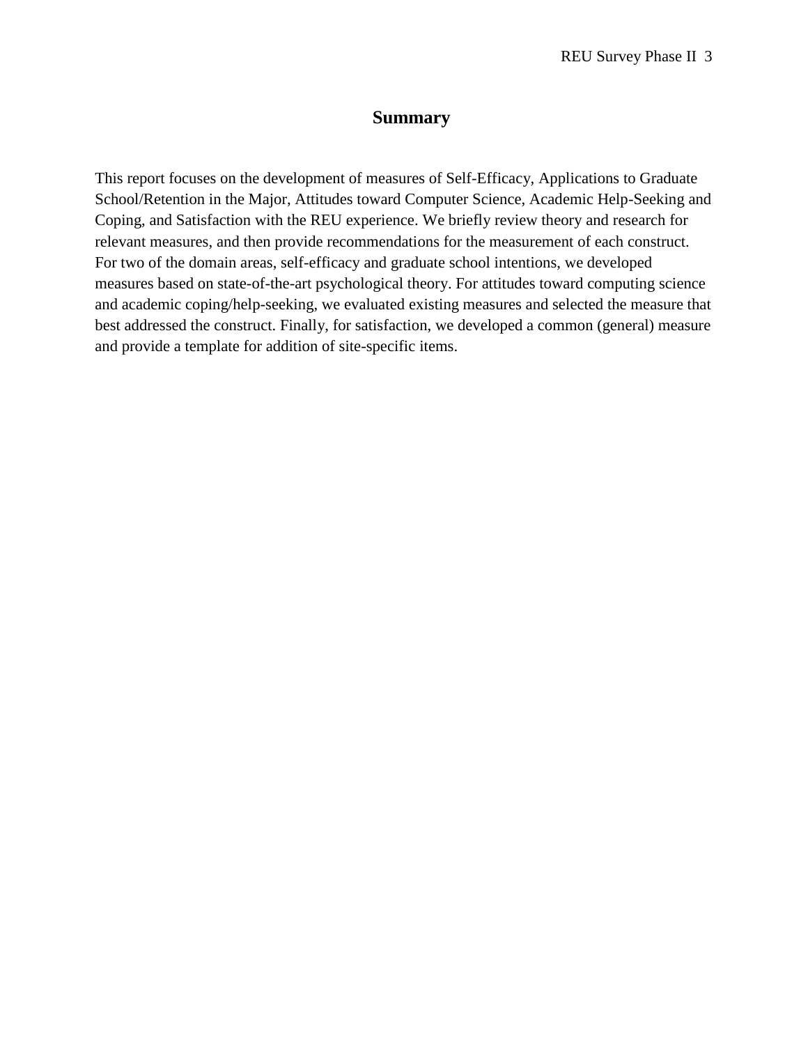# Summary

This report focuses on the development of measures of Self-Efficacy, Applications to Graduate School/Retention in the Major, Attitudes toward Computer Science, Academic Help-Seeking and Coping, and Satisfaction with the REU experience. We briefly review theory and research for relevant measures, and then provide recommendations for the measurement of each construct. For two of the domain areas, self-efficacy and graduate school intentions, we developed measures based on state-of-the-art psychological theory. For attitudes toward computing science and academic coping/help-seeking, we evaluated existing measures and selected the measure that best addressed the construct. Finally, for satisfaction, we developed a common (general) measure and provide a template for addition of site-specific items.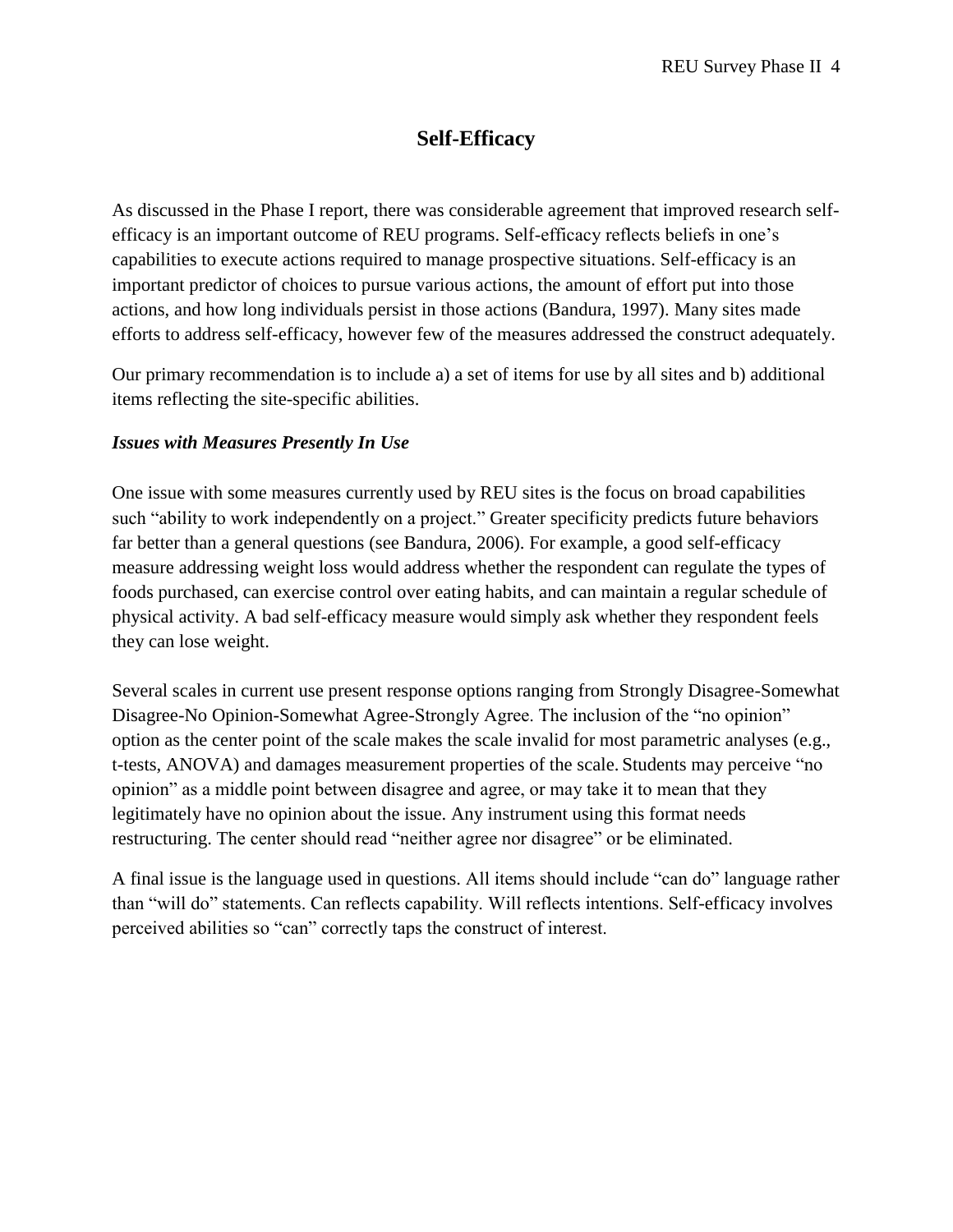# Self-Efficacy

As discussed in the Phase I report, there was considerable agreement that improved research self-efficacy is an important outcome of REU programs. Self-efficacy reflects beliefs in one's capabilities to execute actions required to manage prospective situations. Self-efficacy is an important predictor of choices to pursue various actions, the amount of effort put into those actions, and how long individuals persist in those actions (Bandura, 1997). Many sites made efforts to address self-efficacy, however few of the measures addressed the construct adequately.

Our primary recommendation is to include a) a set of items for use by all sites and b) additional items reflecting the site-specific abilities.

### *Issues with Measures Presently In Use*

One issue with some measures currently used by REU sites is the focus on broad capabilities such "ability to work independently on a project." Greater specificity predicts future behaviors far better than a general questions (see Bandura, 2006). For example, a good self-efficacy measure addressing weight loss would address whether the respondent can regulate the types of foods purchased, can exercise control over eating habits, and can maintain a regular schedule of physical activity. A bad self-efficacy measure would simply ask whether they respondent feels they can lose weight.

Several scales in current use present response options ranging from Strongly Disagree-Somewhat Disagree-No Opinion-Somewhat Agree-Strongly Agree. The inclusion of the "no opinion" option as the center point of the scale makes the scale invalid for most parametric analyses (e.g., t-tests, ANOVA) and damages measurement properties of the scale. Students may perceive "no opinion" as a middle point between disagree and agree, or may take it to mean that they legitimately have no opinion about the issue. Any instrument using this format needs restructuring. The center should read "neither agree nor disagree" or be eliminated.

A final issue is the language used in questions. All items should include "can do" language rather than "will do" statements. Can reflects capability. Will reflects intentions. Self-efficacy involves perceived abilities so "can" correctly taps the construct of interest.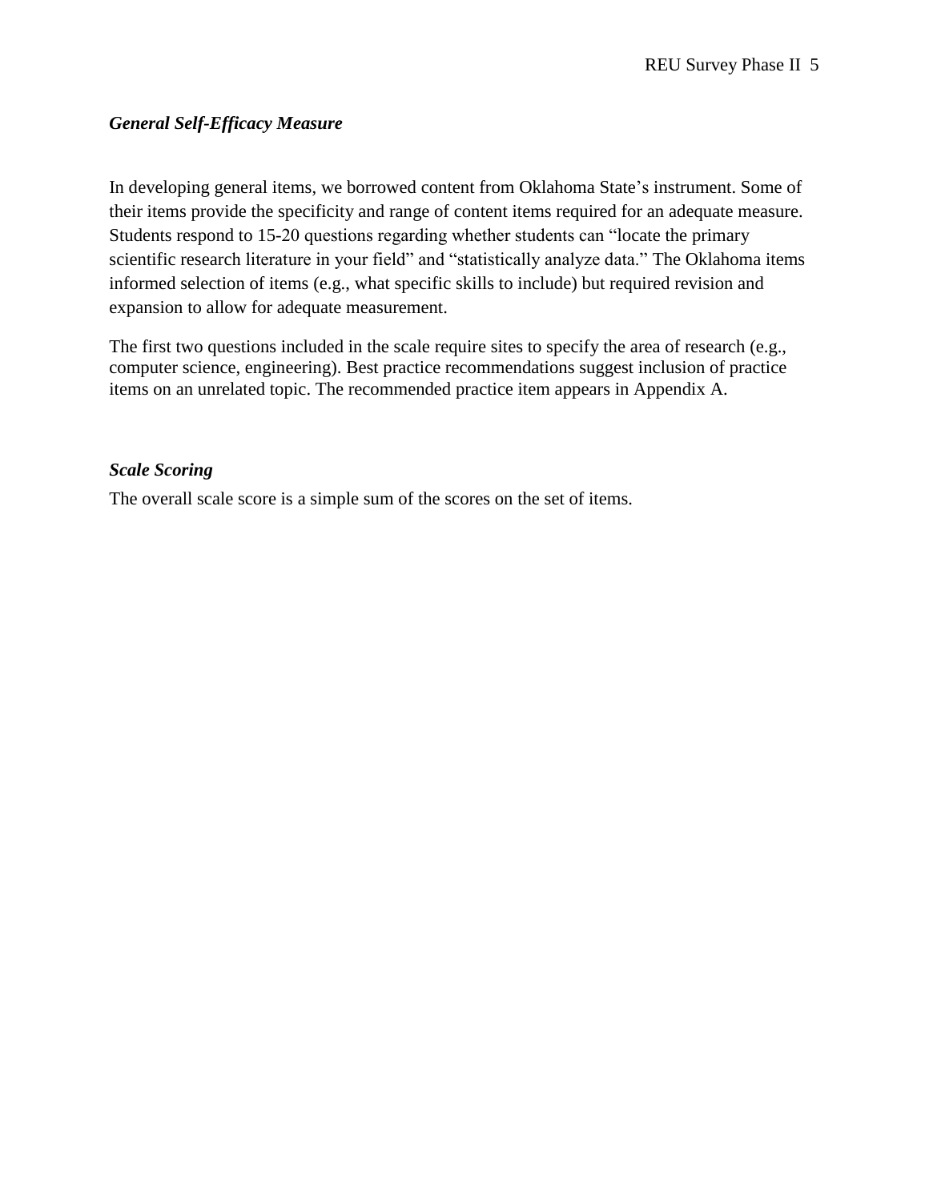### *General Self-Efficacy Measure*

In developing general items, we borrowed content from Oklahoma State's instrument. Some of their items provide the specificity and range of content items required for an adequate measure. Students respond to 15-20 questions regarding whether students can "locate the primary scientific research literature in your field" and "statistically analyze data." The Oklahoma items informed selection of items (e.g., what specific skills to include) but required revision and expansion to allow for adequate measurement.

The first two questions included in the scale require sites to specify the area of research (e.g., computer science, engineering). Best practice recommendations suggest inclusion of practice items on an unrelated topic. The recommended practice item appears in Appendix A.

### *Scale Scoring*

The overall scale score is a simple sum of the scores on the set of items.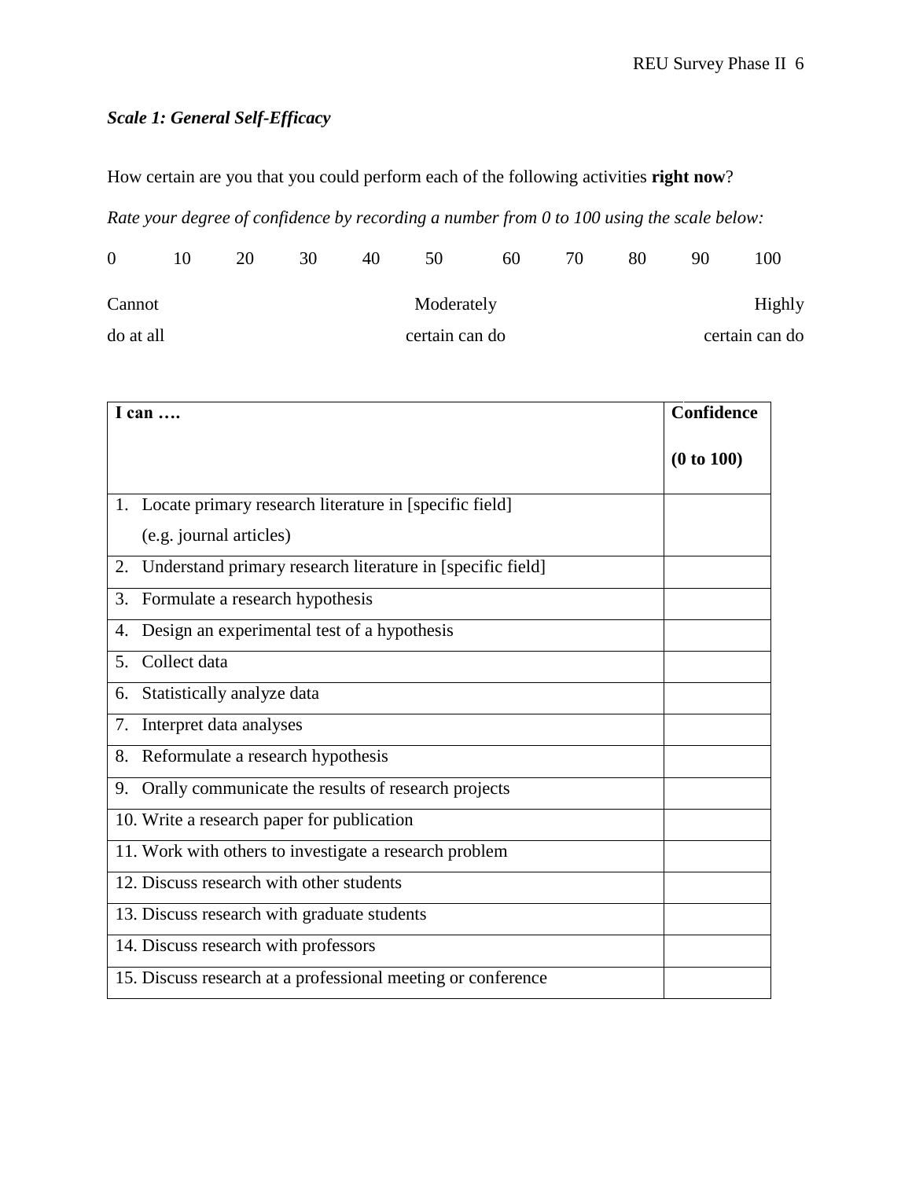***Scale 1: General Self-Efficacy***

How certain are you that you could perform each of the following activities **right now**?

*Rate your degree of confidence by recording a number from 0 to 100 using the scale below:*

| 0 | 10 | 20 | 30 | 40 | 50 | 60 | 70 | 80 | 90 | 100 |
|---|---|---|---|---|---|---|---|---|---|---|
| Cannot do at all | | | | | Moderately certain can do | | | | | Highly certain can do |

| **I can ….** | **Confidence (0 to 100)** |
|---|---|
| 1. Locate primary research literature in [specific field] (e.g. journal articles) | |
| 2. Understand primary research literature in [specific field] | |
| 3. Formulate a research hypothesis | |
| 4. Design an experimental test of a hypothesis | |
| 5. Collect data | |
| 6. Statistically analyze data | |
| 7. Interpret data analyses | |
| 8. Reformulate a research hypothesis | |
| 9. Orally communicate the results of research projects | |
| 10. Write a research paper for publication | |
| 11. Work with others to investigate a research problem | |
| 12. Discuss research with other students | |
| 13. Discuss research with graduate students | |
| 14. Discuss research with professors | |
| 15. Discuss research at a professional meeting or conference | |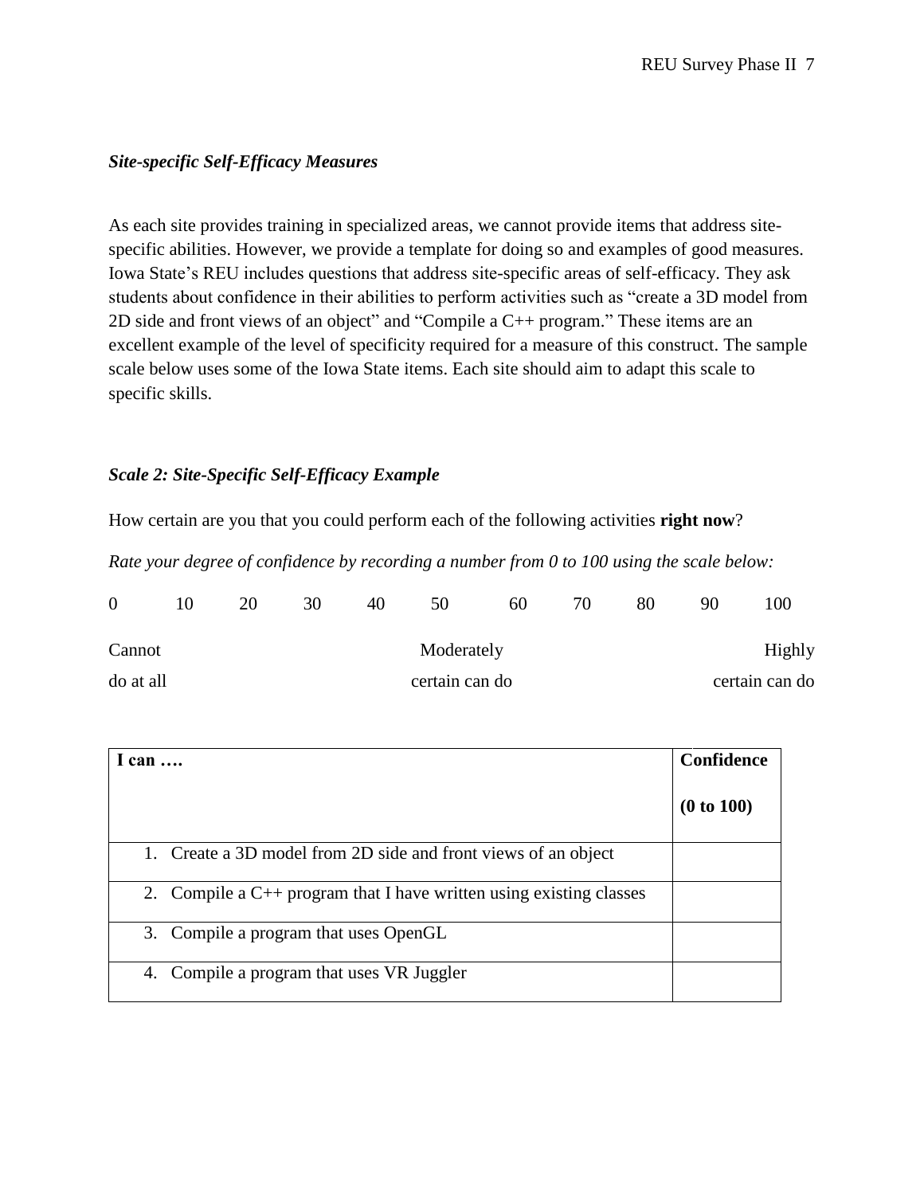*Site-specific Self-Efficacy Measures*

As each site provides training in specialized areas, we cannot provide items that address site-specific abilities. However, we provide a template for doing so and examples of good measures. Iowa State's REU includes questions that address site-specific areas of self-efficacy. They ask students about confidence in their abilities to perform activities such as "create a 3D model from 2D side and front views of an object" and "Compile a C++ program." These items are an excellent example of the level of specificity required for a measure of this construct. The sample scale below uses some of the Iowa State items. Each site should aim to adapt this scale to specific skills.

*Scale 2: Site-Specific Self-Efficacy Example*

How certain are you that you could perform each of the following activities **right now**?

*Rate your degree of confidence by recording a number from 0 to 100 using the scale below:*

| 0 | 10 | 20 | 30 | 40 | 50 | 60 | 70 | 80 | 90 | 100 |
|---|---|---|---|---|---|---|---|---|---|---|
| Cannot do at all | | | | | Moderately certain can do | | | | | Highly certain can do |

| I can …. | Confidence (0 to 100) |
|---|---|
| 1. Create a 3D model from 2D side and front views of an object | |
| 2. Compile a C++ program that I have written using existing classes | |
| 3. Compile a program that uses OpenGL | |
| 4. Compile a program that uses VR Juggler | |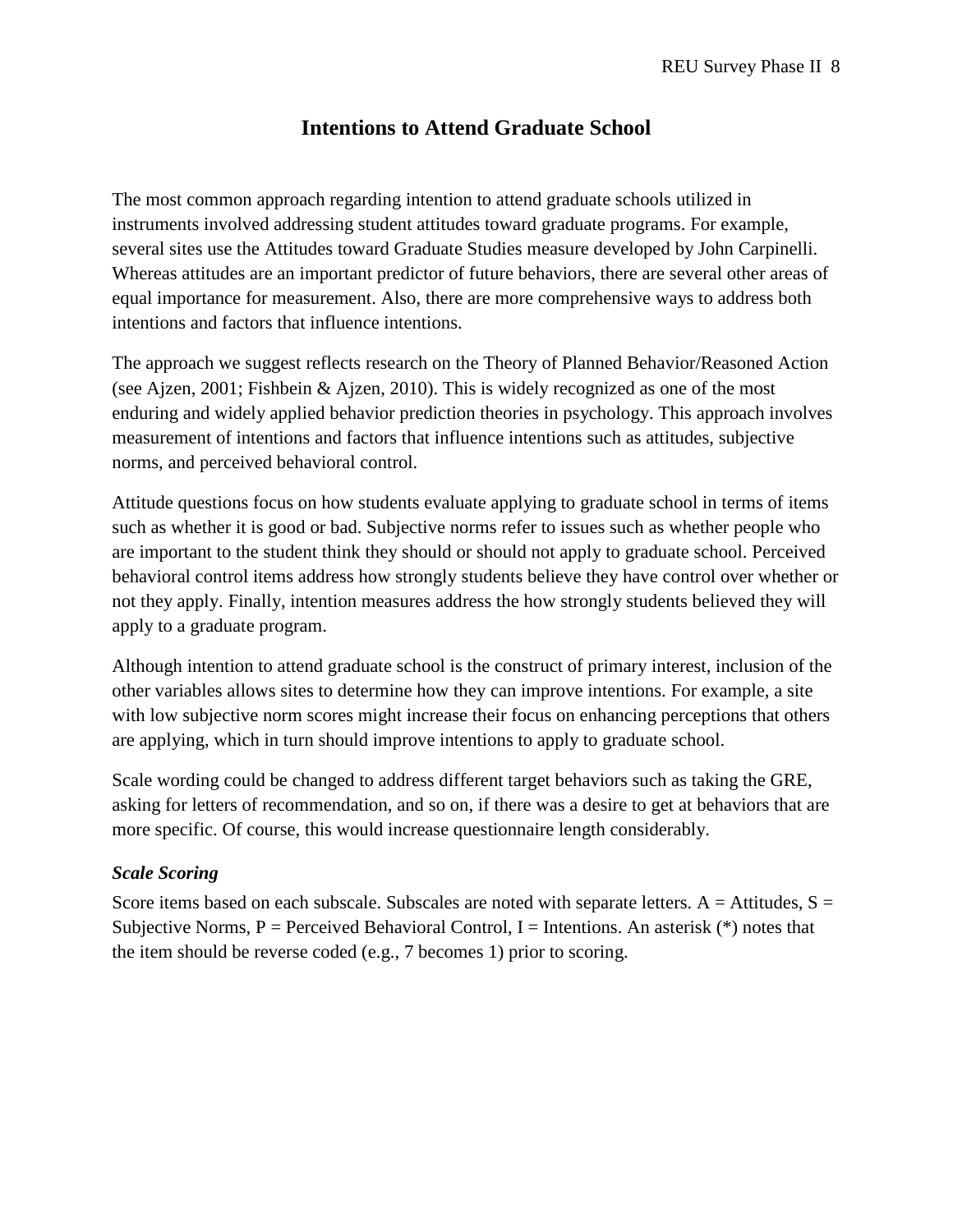# Intentions to Attend Graduate School

The most common approach regarding intention to attend graduate schools utilized in instruments involved addressing student attitudes toward graduate programs. For example, several sites use the Attitudes toward Graduate Studies measure developed by John Carpinelli. Whereas attitudes are an important predictor of future behaviors, there are several other areas of equal importance for measurement. Also, there are more comprehensive ways to address both intentions and factors that influence intentions.

The approach we suggest reflects research on the Theory of Planned Behavior/Reasoned Action (see Ajzen, 2001; Fishbein & Ajzen, 2010). This is widely recognized as one of the most enduring and widely applied behavior prediction theories in psychology. This approach involves measurement of intentions and factors that influence intentions such as attitudes, subjective norms, and perceived behavioral control.

Attitude questions focus on how students evaluate applying to graduate school in terms of items such as whether it is good or bad. Subjective norms refer to issues such as whether people who are important to the student think they should or should not apply to graduate school. Perceived behavioral control items address how strongly students believe they have control over whether or not they apply. Finally, intention measures address the how strongly students believed they will apply to a graduate program.

Although intention to attend graduate school is the construct of primary interest, inclusion of the other variables allows sites to determine how they can improve intentions. For example, a site with low subjective norm scores might increase their focus on enhancing perceptions that others are applying, which in turn should improve intentions to apply to graduate school.

Scale wording could be changed to address different target behaviors such as taking the GRE, asking for letters of recommendation, and so on, if there was a desire to get at behaviors that are more specific. Of course, this would increase questionnaire length considerably.

### *Scale Scoring*

Score items based on each subscale. Subscales are noted with separate letters. A = Attitudes, S = Subjective Norms, P = Perceived Behavioral Control, I = Intentions. An asterisk (*) notes that the item should be reverse coded (e.g., 7 becomes 1) prior to scoring.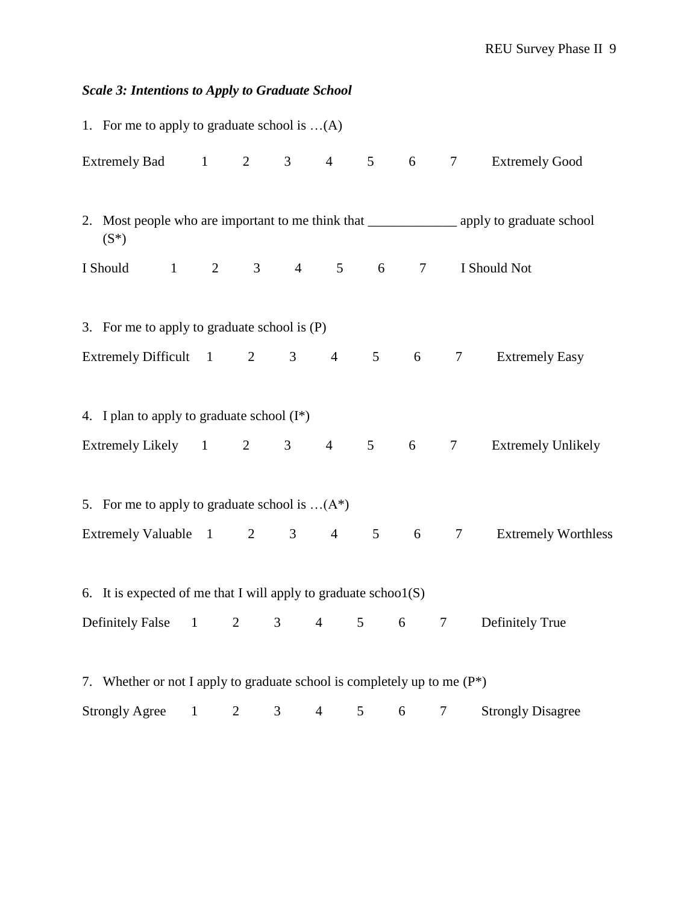***Scale 3: Intentions to Apply to Graduate School***

1. For me to apply to graduate school is …(A)

Extremely Bad 1 2 3 4 5 6 7 Extremely Good

2. Most people who are important to me think that _____________ apply to graduate school (S*)

I Should 1 2 3 4 5 6 7 I Should Not

3. For me to apply to graduate school is (P)

Extremely Difficult 1 2 3 4 5 6 7 Extremely Easy

4. I plan to apply to graduate school (I*)

Extremely Likely 1 2 3 4 5 6 7 Extremely Unlikely

5. For me to apply to graduate school is …(A*)

Extremely Valuable 1 2 3 4 5 6 7 Extremely Worthless

6. It is expected of me that I will apply to graduate schoo1(S)

Definitely False 1 2 3 4 5 6 7 Definitely True

7. Whether or not I apply to graduate school is completely up to me (P*)

Strongly Agree 1 2 3 4 5 6 7 Strongly Disagree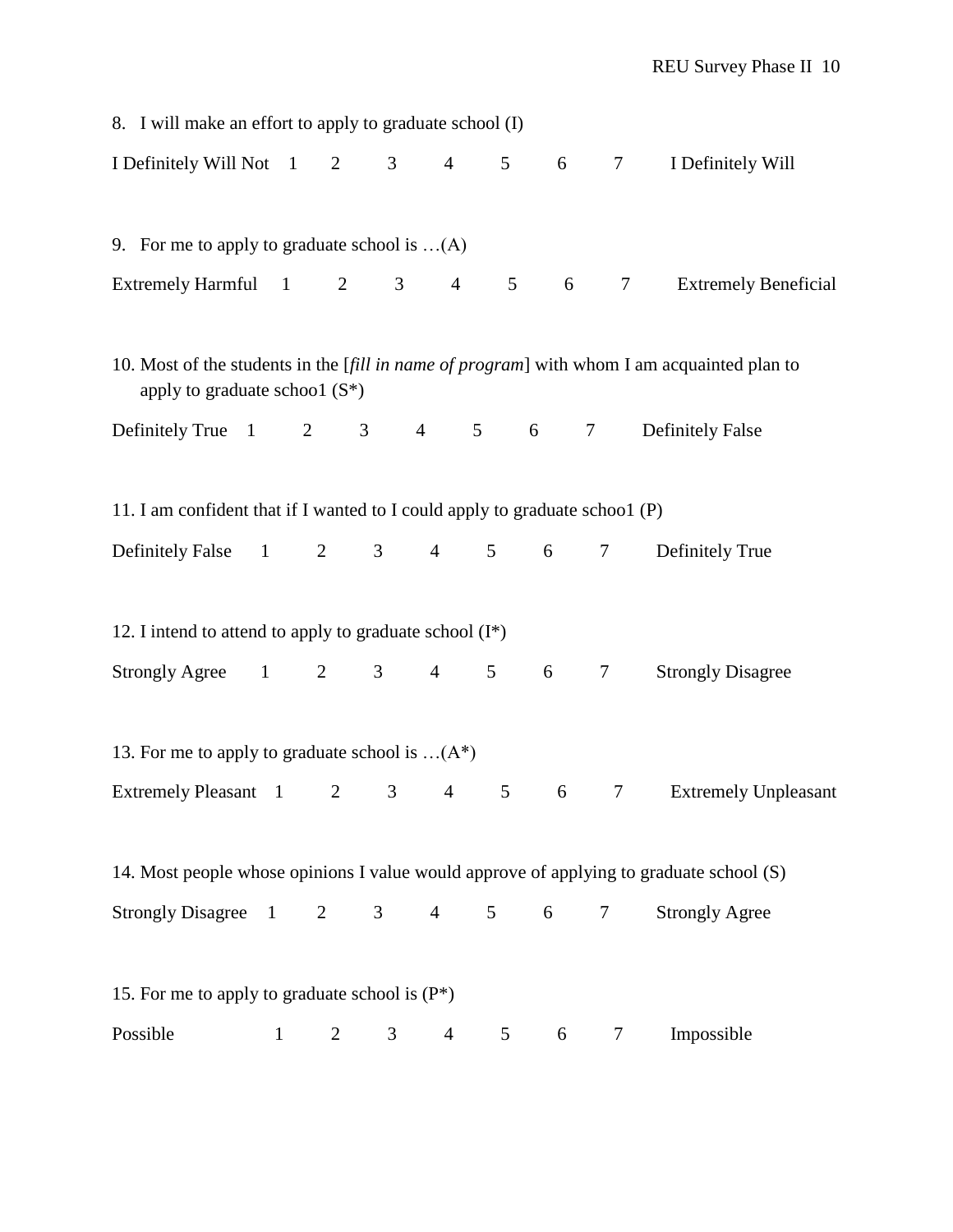8. I will make an effort to apply to graduate school (I)

I Definitely Will Not 1 2 3 4 5 6 7 I Definitely Will

9. For me to apply to graduate school is …(A)

Extremely Harmful 1 2 3 4 5 6 7 Extremely Beneficial

10. Most of the students in the [*fill in name of program*] with whom I am acquainted plan to apply to graduate schoo1 (S*)

Definitely True 1 2 3 4 5 6 7 Definitely False

11. I am confident that if I wanted to I could apply to graduate schoo1 (P)

Definitely False 1 2 3 4 5 6 7 Definitely True

12. I intend to attend to apply to graduate school (I*)

Strongly Agree 1 2 3 4 5 6 7 Strongly Disagree

13. For me to apply to graduate school is …(A*)

Extremely Pleasant 1 2 3 4 5 6 7 Extremely Unpleasant

14. Most people whose opinions I value would approve of applying to graduate school (S)

Strongly Disagree 1 2 3 4 5 6 7 Strongly Agree

15. For me to apply to graduate school is (P*)

Possible 1 2 3 4 5 6 7 Impossible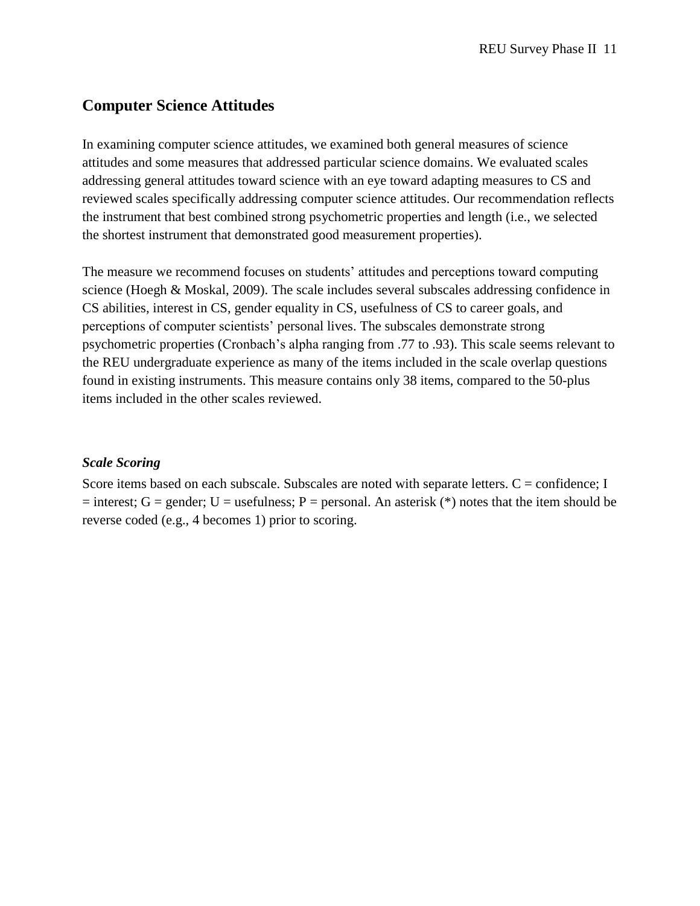## Computer Science Attitudes

In examining computer science attitudes, we examined both general measures of science attitudes and some measures that addressed particular science domains. We evaluated scales addressing general attitudes toward science with an eye toward adapting measures to CS and reviewed scales specifically addressing computer science attitudes. Our recommendation reflects the instrument that best combined strong psychometric properties and length (i.e., we selected the shortest instrument that demonstrated good measurement properties).

The measure we recommend focuses on students' attitudes and perceptions toward computing science (Hoegh & Moskal, 2009). The scale includes several subscales addressing confidence in CS abilities, interest in CS, gender equality in CS, usefulness of CS to career goals, and perceptions of computer scientists' personal lives. The subscales demonstrate strong psychometric properties (Cronbach's alpha ranging from .77 to .93). This scale seems relevant to the REU undergraduate experience as many of the items included in the scale overlap questions found in existing instruments. This measure contains only 38 items, compared to the 50-plus items included in the other scales reviewed.

### *Scale Scoring*

Score items based on each subscale. Subscales are noted with separate letters. C = confidence; I = interest; G = gender; U = usefulness; P = personal. An asterisk (*) notes that the item should be reverse coded (e.g., 4 becomes 1) prior to scoring.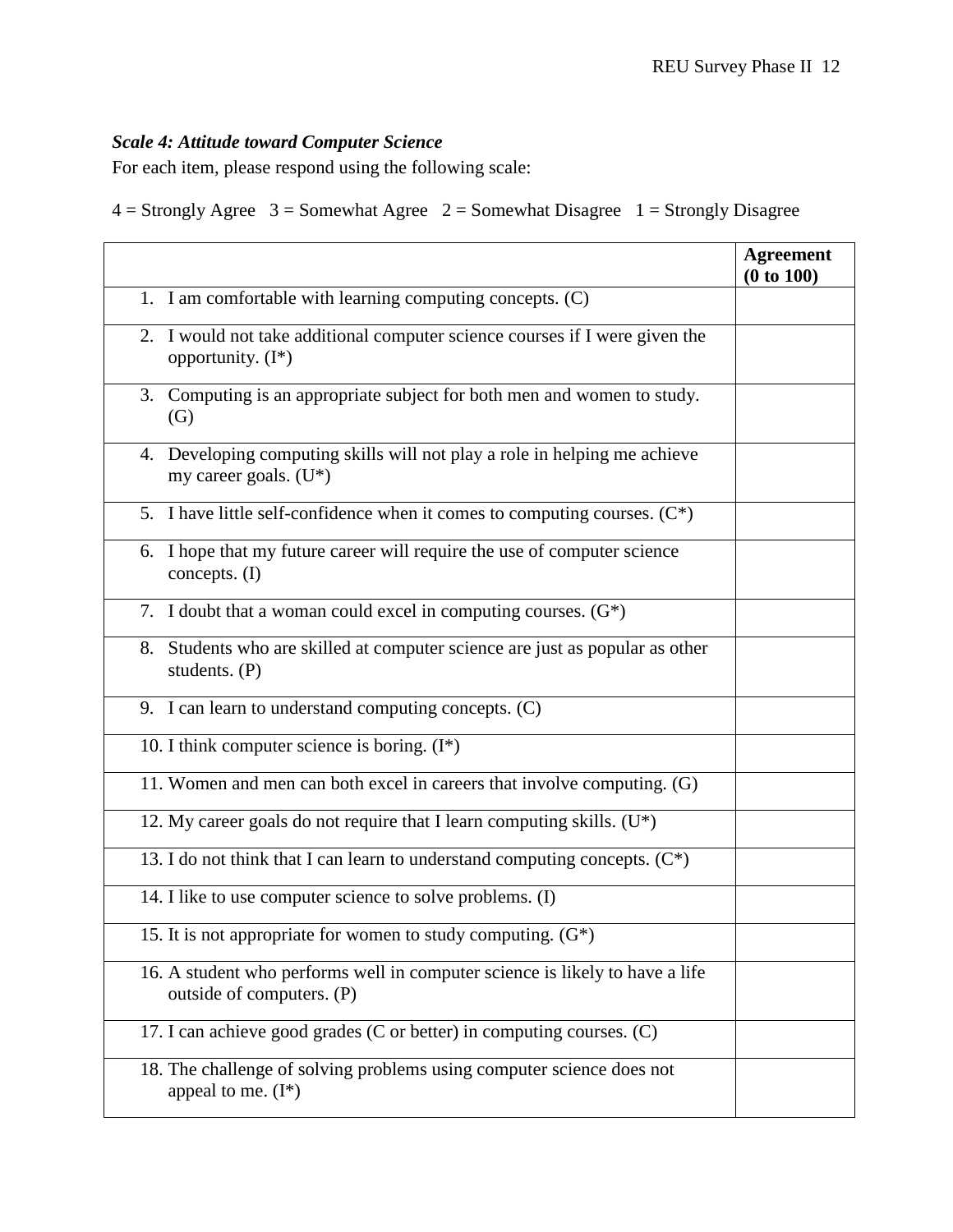*Scale 4: Attitude toward Computer Science*

For each item, please respond using the following scale:

4 = Strongly Agree 3 = Somewhat Agree 2 = Somewhat Disagree 1 = Strongly Disagree

| | **Agreement (0 to 100)** |
|---|---|
| 1. I am comfortable with learning computing concepts. (C) | |
| 2. I would not take additional computer science courses if I were given the opportunity. (I*) | |
| 3. Computing is an appropriate subject for both men and women to study. (G) | |
| 4. Developing computing skills will not play a role in helping me achieve my career goals. (U*) | |
| 5. I have little self-confidence when it comes to computing courses. (C*) | |
| 6. I hope that my future career will require the use of computer science concepts. (I) | |
| 7. I doubt that a woman could excel in computing courses. (G*) | |
| 8. Students who are skilled at computer science are just as popular as other students. (P) | |
| 9. I can learn to understand computing concepts. (C) | |
| 10. I think computer science is boring. (I*) | |
| 11. Women and men can both excel in careers that involve computing. (G) | |
| 12. My career goals do not require that I learn computing skills. (U*) | |
| 13. I do not think that I can learn to understand computing concepts. (C*) | |
| 14. I like to use computer science to solve problems. (I) | |
| 15. It is not appropriate for women to study computing. (G*) | |
| 16. A student who performs well in computer science is likely to have a life outside of computers. (P) | |
| 17. I can achieve good grades (C or better) in computing courses. (C) | |
| 18. The challenge of solving problems using computer science does not appeal to me. (I*) | |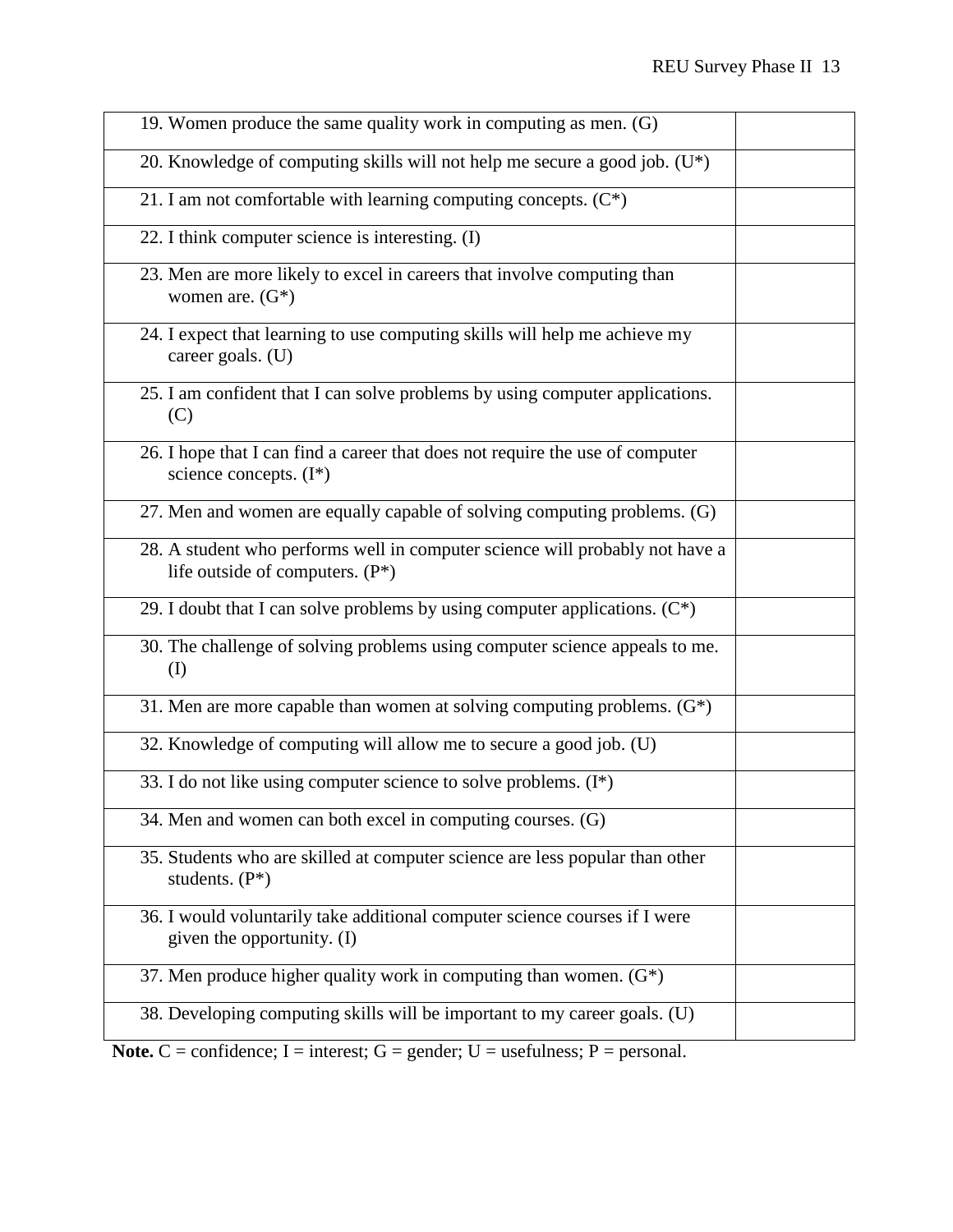| | |
|---|---|
| 19. Women produce the same quality work in computing as men. (G) | |
| 20. Knowledge of computing skills will not help me secure a good job. (U*) | |
| 21. I am not comfortable with learning computing concepts. (C*) | |
| 22. I think computer science is interesting. (I) | |
| 23. Men are more likely to excel in careers that involve computing than women are. (G*) | |
| 24. I expect that learning to use computing skills will help me achieve my career goals. (U) | |
| 25. I am confident that I can solve problems by using computer applications. (C) | |
| 26. I hope that I can find a career that does not require the use of computer science concepts. (I*) | |
| 27. Men and women are equally capable of solving computing problems. (G) | |
| 28. A student who performs well in computer science will probably not have a life outside of computers. (P*) | |
| 29. I doubt that I can solve problems by using computer applications. (C*) | |
| 30. The challenge of solving problems using computer science appeals to me. (I) | |
| 31. Men are more capable than women at solving computing problems. (G*) | |
| 32. Knowledge of computing will allow me to secure a good job. (U) | |
| 33. I do not like using computer science to solve problems. (I*) | |
| 34. Men and women can both excel in computing courses. (G) | |
| 35. Students who are skilled at computer science are less popular than other students. (P*) | |
| 36. I would voluntarily take additional computer science courses if I were given the opportunity. (I) | |
| 37. Men produce higher quality work in computing than women. (G*) | |
| 38. Developing computing skills will be important to my career goals. (U) | |

**Note.** C = confidence; I = interest; G = gender; U = usefulness; P = personal.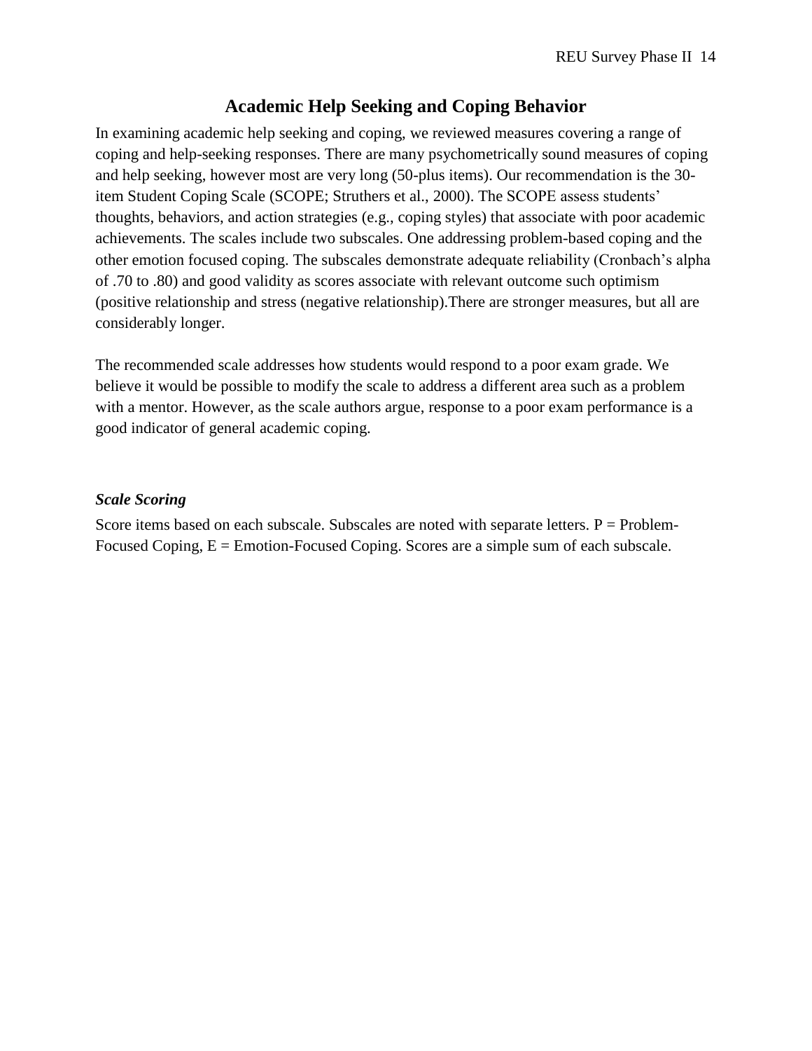## Academic Help Seeking and Coping Behavior

In examining academic help seeking and coping, we reviewed measures covering a range of coping and help-seeking responses. There are many psychometrically sound measures of coping and help seeking, however most are very long (50-plus items). Our recommendation is the 30-item Student Coping Scale (SCOPE; Struthers et al., 2000). The SCOPE assess students' thoughts, behaviors, and action strategies (e.g., coping styles) that associate with poor academic achievements. The scales include two subscales. One addressing problem-based coping and the other emotion focused coping. The subscales demonstrate adequate reliability (Cronbach's alpha of .70 to .80) and good validity as scores associate with relevant outcome such optimism (positive relationship and stress (negative relationship).There are stronger measures, but all are considerably longer.

The recommended scale addresses how students would respond to a poor exam grade. We believe it would be possible to modify the scale to address a different area such as a problem with a mentor. However, as the scale authors argue, response to a poor exam performance is a good indicator of general academic coping.

### *Scale Scoring*

Score items based on each subscale. Subscales are noted with separate letters. P = Problem-Focused Coping, E = Emotion-Focused Coping. Scores are a simple sum of each subscale.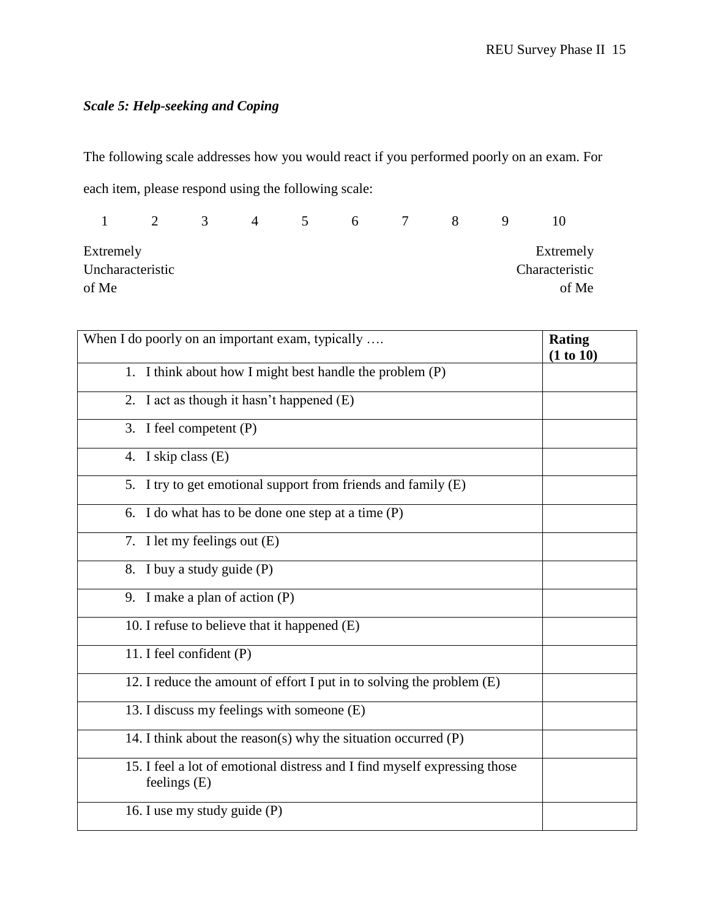*Scale 5: Help-seeking and Coping*

The following scale addresses how you would react if you performed poorly on an exam. For each item, please respond using the following scale:

| 1 | 2 | 3 | 4 | 5 | 6 | 7 | 8 | 9 | 10 |
|---|---|---|---|---|---|---|---|---|---|
| Extremely Uncharacteristic of Me | | | | | | | | | Extremely Characteristic of Me |

| When I do poorly on an important exam, typically …. | **Rating (1 to 10)** |
|---|---|
| 1. I think about how I might best handle the problem (P) | |
| 2. I act as though it hasn't happened (E) | |
| 3. I feel competent (P) | |
| 4. I skip class (E) | |
| 5. I try to get emotional support from friends and family (E) | |
| 6. I do what has to be done one step at a time (P) | |
| 7. I let my feelings out (E) | |
| 8. I buy a study guide (P) | |
| 9. I make a plan of action (P) | |
| 10. I refuse to believe that it happened (E) | |
| 11. I feel confident (P) | |
| 12. I reduce the amount of effort I put in to solving the problem (E) | |
| 13. I discuss my feelings with someone (E) | |
| 14. I think about the reason(s) why the situation occurred (P) | |
| 15. I feel a lot of emotional distress and I find myself expressing those feelings (E) | |
| 16. I use my study guide (P) | |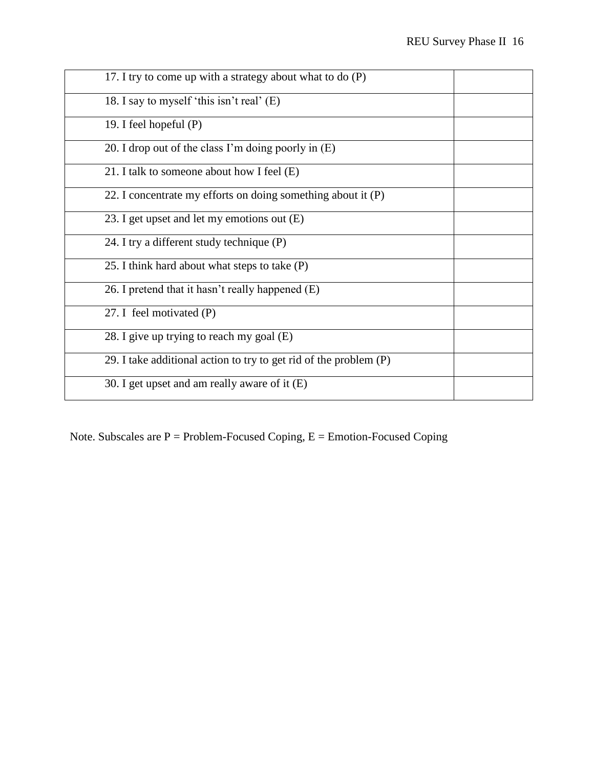| | |
|---|---|
| 17. I try to come up with a strategy about what to do (P) | |
| 18. I say to myself 'this isn't real' (E) | |
| 19. I feel hopeful (P) | |
| 20. I drop out of the class I'm doing poorly in (E) | |
| 21. I talk to someone about how I feel (E) | |
| 22. I concentrate my efforts on doing something about it (P) | |
| 23. I get upset and let my emotions out (E) | |
| 24. I try a different study technique (P) | |
| 25. I think hard about what steps to take (P) | |
| 26. I pretend that it hasn't really happened (E) | |
| 27. I feel motivated (P) | |
| 28. I give up trying to reach my goal (E) | |
| 29. I take additional action to try to get rid of the problem (P) | |
| 30. I get upset and am really aware of it (E) | |

Note. Subscales are P = Problem-Focused Coping, E = Emotion-Focused Coping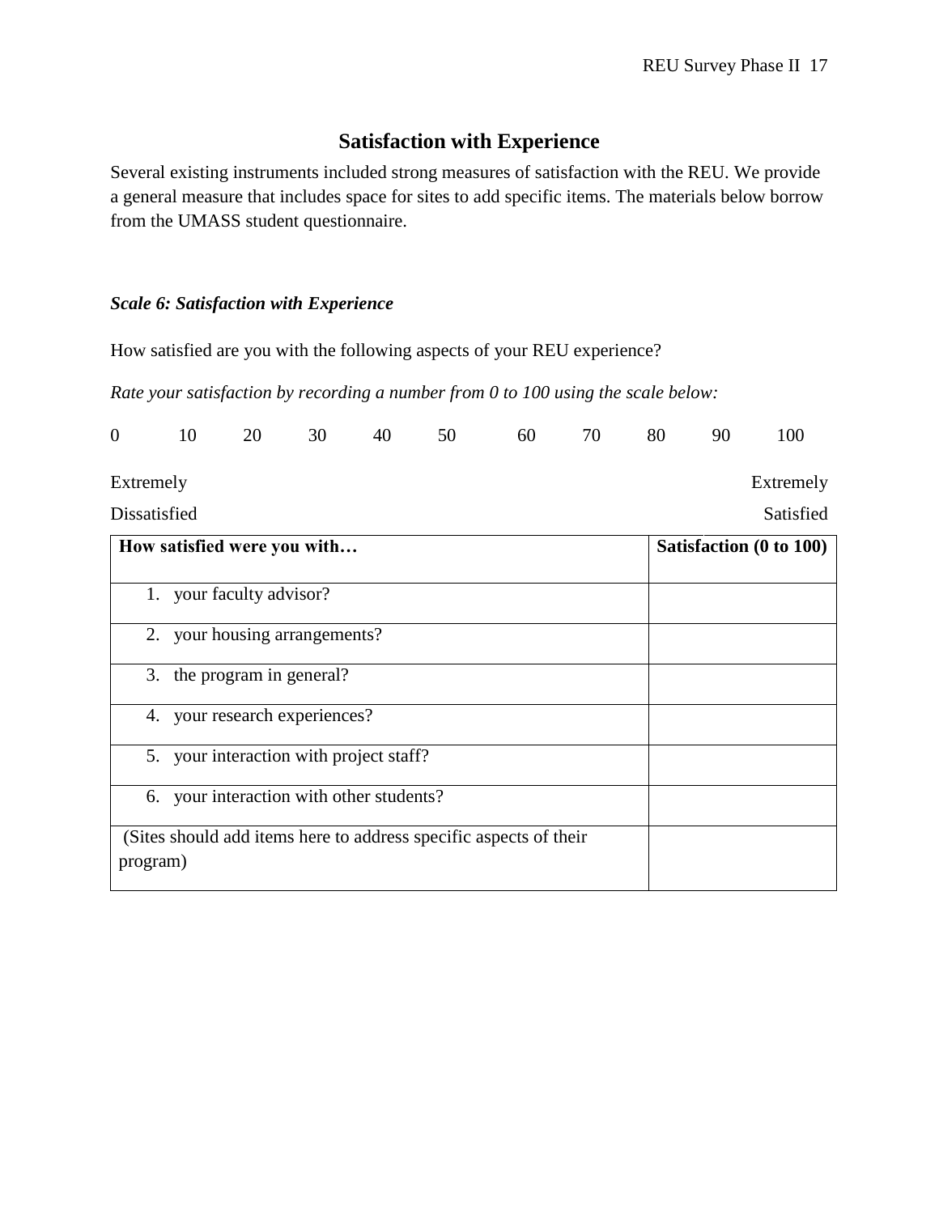## Satisfaction with Experience

Several existing instruments included strong measures of satisfaction with the REU. We provide a general measure that includes space for sites to add specific items. The materials below borrow from the UMASS student questionnaire.

### *Scale 6: Satisfaction with Experience*

How satisfied are you with the following aspects of your REU experience?

*Rate your satisfaction by recording a number from 0 to 100 using the scale below:*

| 0 | 10 | 20 | 30 | 40 | 50 | 60 | 70 | 80 | 90 | 100 |
|---|---|---|---|---|---|---|---|---|---|---|
| Extremely Dissatisfied | | | | | | | | | | Extremely Satisfied |

| How satisfied were you with… | Satisfaction (0 to 100) |
|---|---|
| 1. your faculty advisor? | |
| 2. your housing arrangements? | |
| 3. the program in general? | |
| 4. your research experiences? | |
| 5. your interaction with project staff? | |
| 6. your interaction with other students? | |
| (Sites should add items here to address specific aspects of their program) | |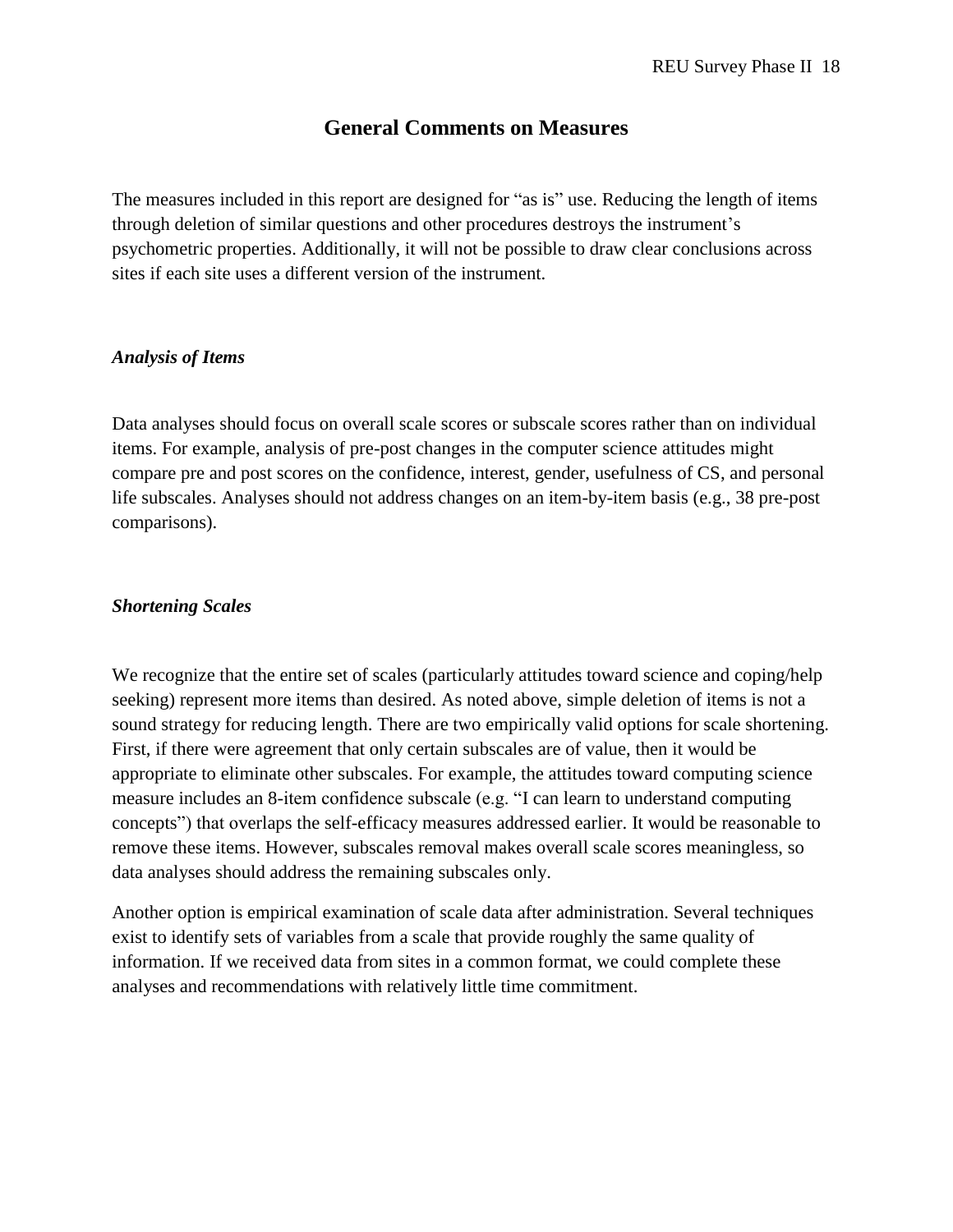## General Comments on Measures

The measures included in this report are designed for "as is" use. Reducing the length of items through deletion of similar questions and other procedures destroys the instrument's psychometric properties. Additionally, it will not be possible to draw clear conclusions across sites if each site uses a different version of the instrument.

### *Analysis of Items*

Data analyses should focus on overall scale scores or subscale scores rather than on individual items. For example, analysis of pre-post changes in the computer science attitudes might compare pre and post scores on the confidence, interest, gender, usefulness of CS, and personal life subscales. Analyses should not address changes on an item-by-item basis (e.g., 38 pre-post comparisons).

### *Shortening Scales*

We recognize that the entire set of scales (particularly attitudes toward science and coping/help seeking) represent more items than desired. As noted above, simple deletion of items is not a sound strategy for reducing length. There are two empirically valid options for scale shortening. First, if there were agreement that only certain subscales are of value, then it would be appropriate to eliminate other subscales. For example, the attitudes toward computing science measure includes an 8-item confidence subscale (e.g. "I can learn to understand computing concepts") that overlaps the self-efficacy measures addressed earlier. It would be reasonable to remove these items. However, subscales removal makes overall scale scores meaningless, so data analyses should address the remaining subscales only.

Another option is empirical examination of scale data after administration. Several techniques exist to identify sets of variables from a scale that provide roughly the same quality of information. If we received data from sites in a common format, we could complete these analyses and recommendations with relatively little time commitment.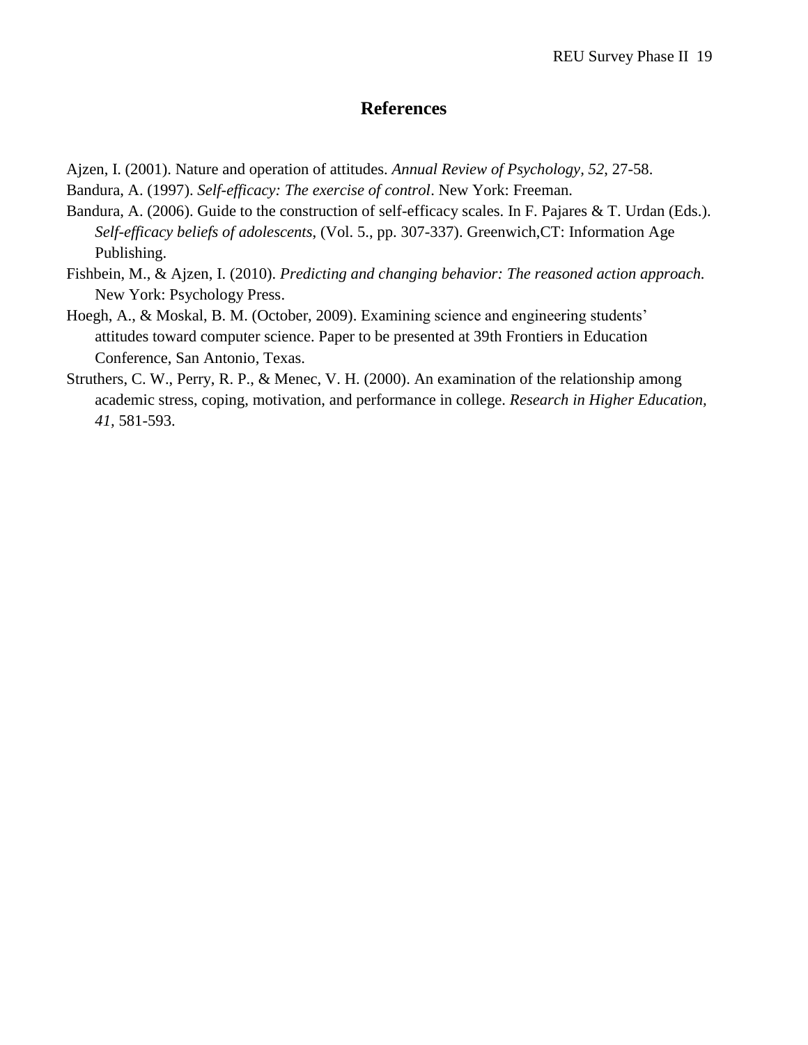# References

Ajzen, I. (2001). Nature and operation of attitudes. *Annual Review of Psychology, 52*, 27-58.

Bandura, A. (1997). *Self-efficacy: The exercise of control*. New York: Freeman.

Bandura, A. (2006). Guide to the construction of self-efficacy scales. In F. Pajares & T. Urdan (Eds.). *Self-efficacy beliefs of adolescents*, (Vol. 5., pp. 307-337). Greenwich,CT: Information Age Publishing.

Fishbein, M., & Ajzen, I. (2010). *Predicting and changing behavior: The reasoned action approach.* New York: Psychology Press.

Hoegh, A., & Moskal, B. M. (October, 2009). Examining science and engineering students' attitudes toward computer science. Paper to be presented at 39th Frontiers in Education Conference, San Antonio, Texas.

Struthers, C. W., Perry, R. P., & Menec, V. H. (2000). An examination of the relationship among academic stress, coping, motivation, and performance in college. *Research in Higher Education, 41,* 581-593.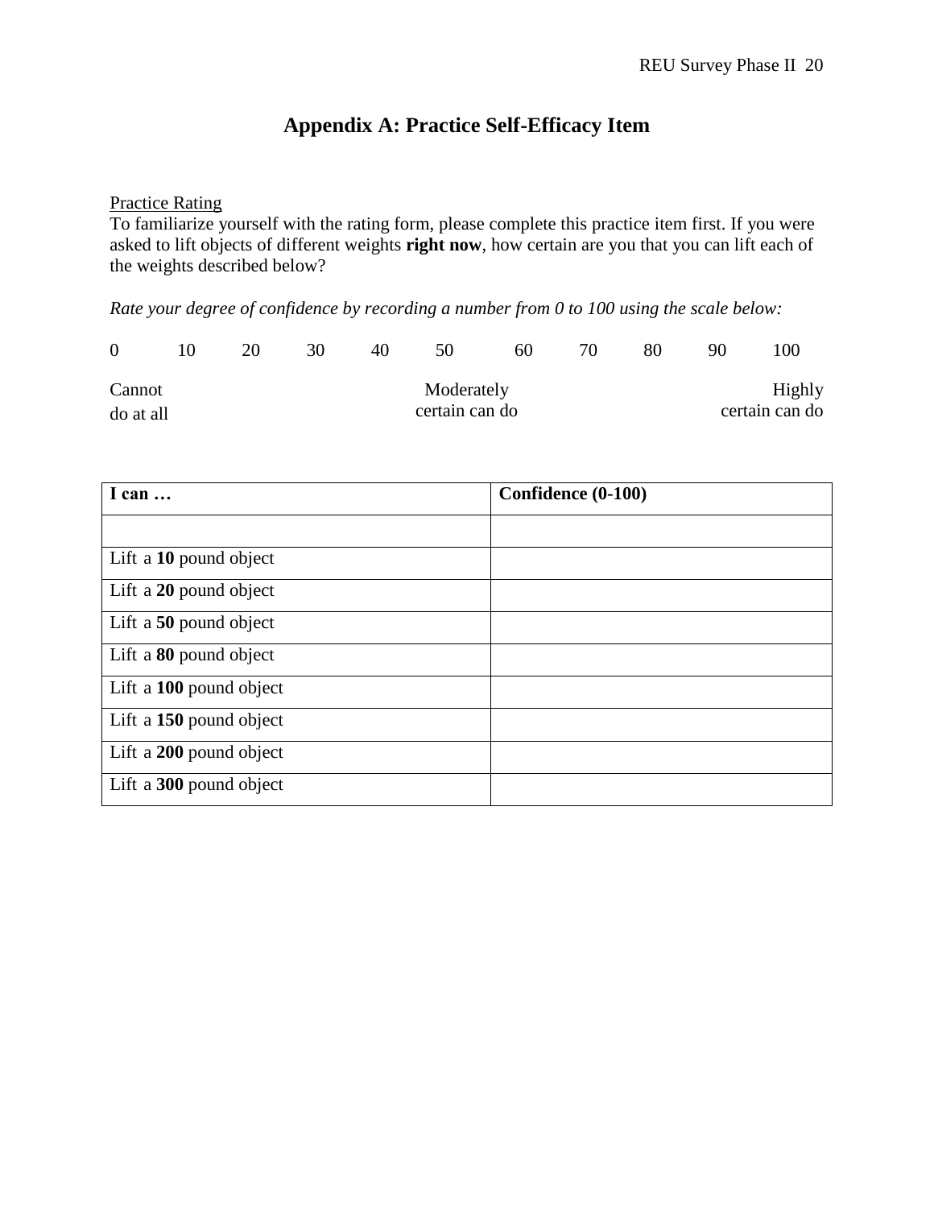## Appendix A: Practice Self-Efficacy Item

Practice Rating

To familiarize yourself with the rating form, please complete this practice item first. If you were asked to lift objects of different weights **right now**, how certain are you that you can lift each of the weights described below?

*Rate your degree of confidence by recording a number from 0 to 100 using the scale below:*

| 0 | 10 | 20 | 30 | 40 | 50 | 60 | 70 | 80 | 90 | 100 |
|---|---|---|---|---|---|---|---|---|---|---|
| Cannot do at all | | | | | Moderately certain can do | | | | | Highly certain can do |

| I can … | Confidence (0-100) |
|---|---|
| | |
| Lift a **10** pound object | |
| Lift a **20** pound object | |
| Lift a **50** pound object | |
| Lift a **80** pound object | |
| Lift a **100** pound object | |
| Lift a **150** pound object | |
| Lift a **200** pound object | |
| Lift a **300** pound object | |